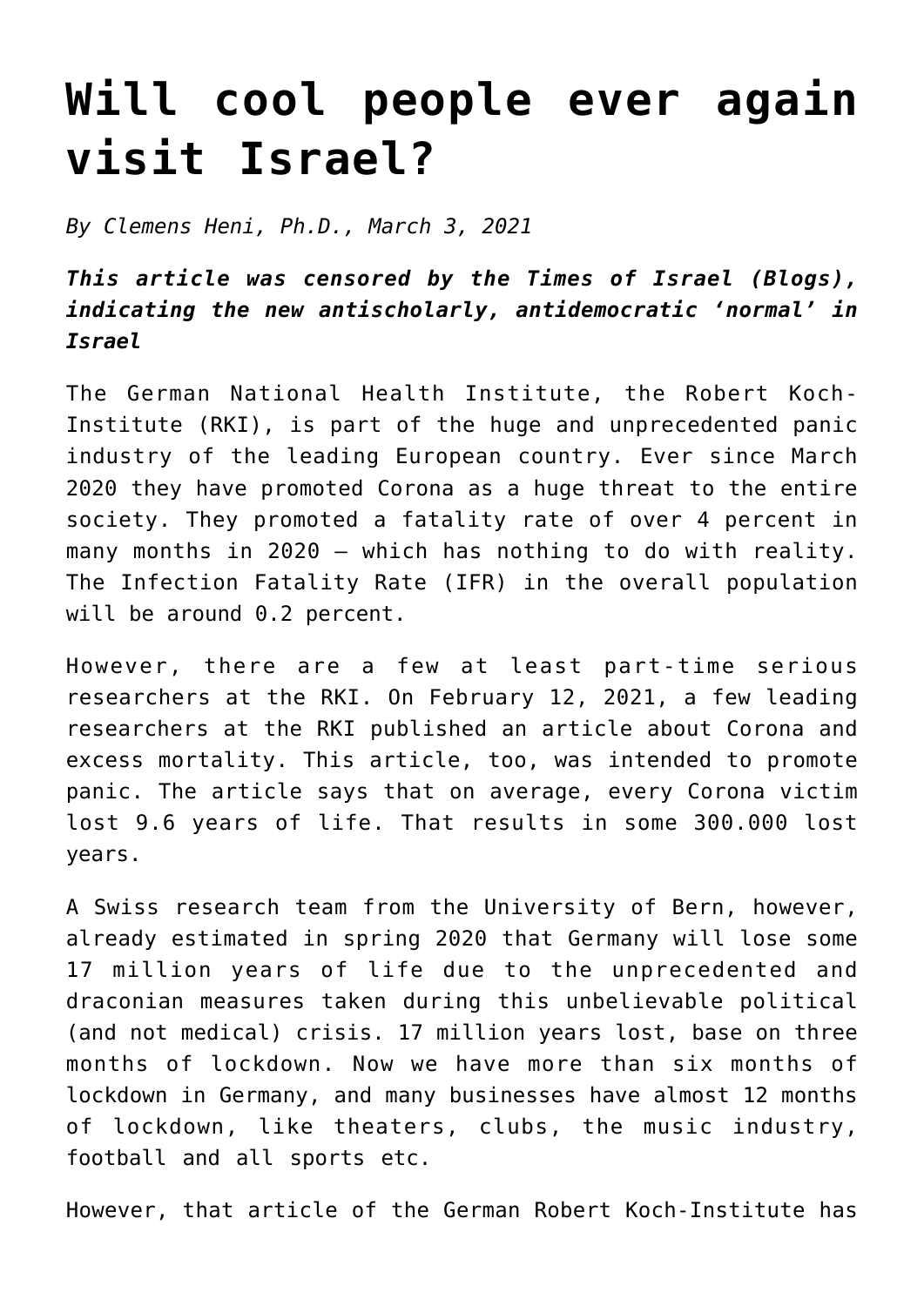# Will cool people ever again visit Israel?

*By Clemens Heni, Ph.D., March 3, 2021*

***This article was censored by the Times of Israel (Blogs), indicating the new antischolarly, antidemocratic 'normal' in Israel***

The German National Health Institute, the Robert Koch-Institute (RKI), is part of the huge and unprecedented panic industry of the leading European country. Ever since March 2020 they have promoted Corona as a huge threat to the entire society. They promoted a fatality rate of over 4 percent in many months in 2020 – which has nothing to do with reality. The Infection Fatality Rate (IFR) in the overall population will be around 0.2 percent.

However, there are a few at least part-time serious researchers at the RKI. On February 12, 2021, a few leading researchers at the RKI published an article about Corona and excess mortality. This article, too, was intended to promote panic. The article says that on average, every Corona victim lost 9.6 years of life. That results in some 300.000 lost years.

A Swiss research team from the University of Bern, however, already estimated in spring 2020 that Germany will lose some 17 million years of life due to the unprecedented and draconian measures taken during this unbelievable political (and not medical) crisis. 17 million years lost, base on three months of lockdown. Now we have more than six months of lockdown in Germany, and many businesses have almost 12 months of lockdown, like theaters, clubs, the music industry, football and all sports etc.

However, that article of the German Robert Koch-Institute has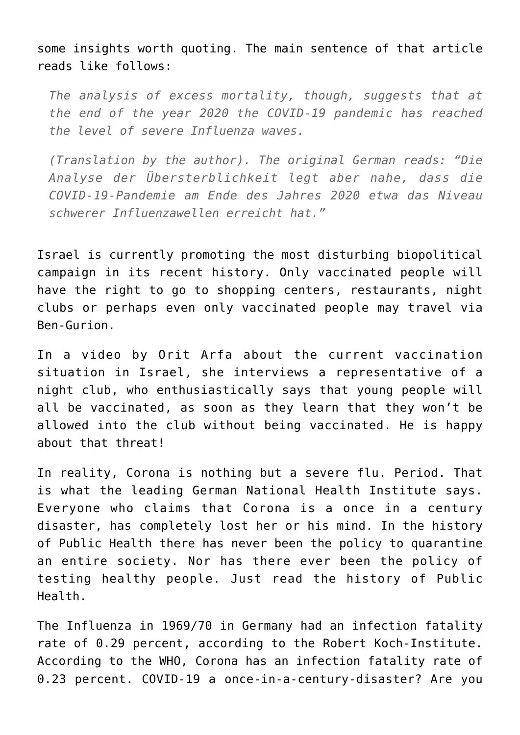some insights worth quoting. The main sentence of that article reads like follows:

> *The analysis of excess mortality, though, suggests that at the end of the year 2020 the COVID-19 pandemic has reached the level of severe Influenza waves.*
>
> *(Translation by the author). The original German reads: "Die Analyse der Übersterblichkeit legt aber nahe, dass die COVID-19-Pandemie am Ende des Jahres 2020 etwa das Niveau schwerer Influenzawellen erreicht hat."*

Israel is currently promoting the most disturbing biopolitical campaign in its recent history. Only vaccinated people will have the right to go to shopping centers, restaurants, night clubs or perhaps even only vaccinated people may travel via Ben-Gurion.

In a video by Orit Arfa about the current vaccination situation in Israel, she interviews a representative of a night club, who enthusiastically says that young people will all be vaccinated, as soon as they learn that they won't be allowed into the club without being vaccinated. He is happy about that threat!

In reality, Corona is nothing but a severe flu. Period. That is what the leading German National Health Institute says. Everyone who claims that Corona is a once in a century disaster, has completely lost her or his mind. In the history of Public Health there has never been the policy to quarantine an entire society. Nor has there ever been the policy of testing healthy people. Just read the history of Public Health.

The Influenza in 1969/70 in Germany had an infection fatality rate of 0.29 percent, according to the Robert Koch-Institute. According to the WHO, Corona has an infection fatality rate of 0.23 percent. COVID-19 a once-in-a-century-disaster? Are you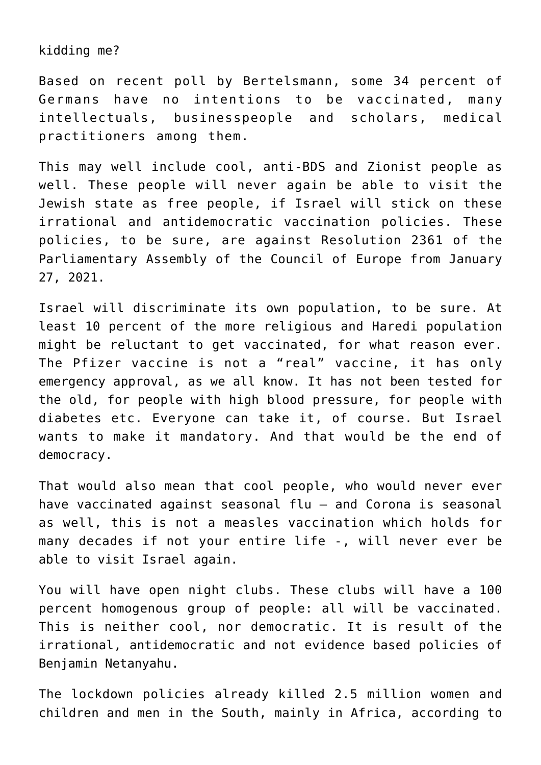kidding me?

Based on recent poll by Bertelsmann, some 34 percent of Germans have no intentions to be vaccinated, many intellectuals, businesspeople and scholars, medical practitioners among them.

This may well include cool, anti-BDS and Zionist people as well. These people will never again be able to visit the Jewish state as free people, if Israel will stick on these irrational and antidemocratic vaccination policies. These policies, to be sure, are against Resolution 2361 of the Parliamentary Assembly of the Council of Europe from January 27, 2021.

Israel will discriminate its own population, to be sure. At least 10 percent of the more religious and Haredi population might be reluctant to get vaccinated, for what reason ever. The Pfizer vaccine is not a “real” vaccine, it has only emergency approval, as we all know. It has not been tested for the old, for people with high blood pressure, for people with diabetes etc. Everyone can take it, of course. But Israel wants to make it mandatory. And that would be the end of democracy.

That would also mean that cool people, who would never ever have vaccinated against seasonal flu – and Corona is seasonal as well, this is not a measles vaccination which holds for many decades if not your entire life -, will never ever be able to visit Israel again.

You will have open night clubs. These clubs will have a 100 percent homogenous group of people: all will be vaccinated. This is neither cool, nor democratic. It is result of the irrational, antidemocratic and not evidence based policies of Benjamin Netanyahu.

The lockdown policies already killed 2.5 million women and children and men in the South, mainly in Africa, according to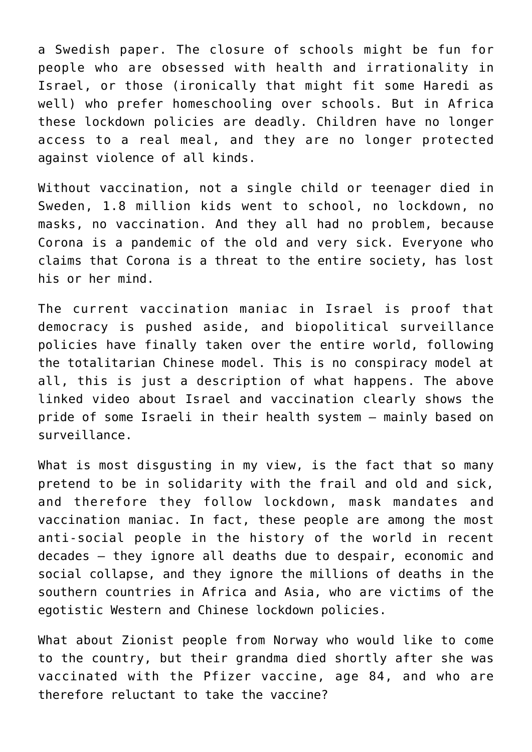a Swedish paper. The closure of schools might be fun for people who are obsessed with health and irrationality in Israel, or those (ironically that might fit some Haredi as well) who prefer homeschooling over schools. But in Africa these lockdown policies are deadly. Children have no longer access to a real meal, and they are no longer protected against violence of all kinds.

Without vaccination, not a single child or teenager died in Sweden, 1.8 million kids went to school, no lockdown, no masks, no vaccination. And they all had no problem, because Corona is a pandemic of the old and very sick. Everyone who claims that Corona is a threat to the entire society, has lost his or her mind.

The current vaccination maniac in Israel is proof that democracy is pushed aside, and biopolitical surveillance policies have finally taken over the entire world, following the totalitarian Chinese model. This is no conspiracy model at all, this is just a description of what happens. The above linked video about Israel and vaccination clearly shows the pride of some Israeli in their health system – mainly based on surveillance.

What is most disgusting in my view, is the fact that so many pretend to be in solidarity with the frail and old and sick, and therefore they follow lockdown, mask mandates and vaccination maniac. In fact, these people are among the most anti-social people in the history of the world in recent decades – they ignore all deaths due to despair, economic and social collapse, and they ignore the millions of deaths in the southern countries in Africa and Asia, who are victims of the egotistic Western and Chinese lockdown policies.

What about Zionist people from Norway who would like to come to the country, but their grandma died shortly after she was vaccinated with the Pfizer vaccine, age 84, and who are therefore reluctant to take the vaccine?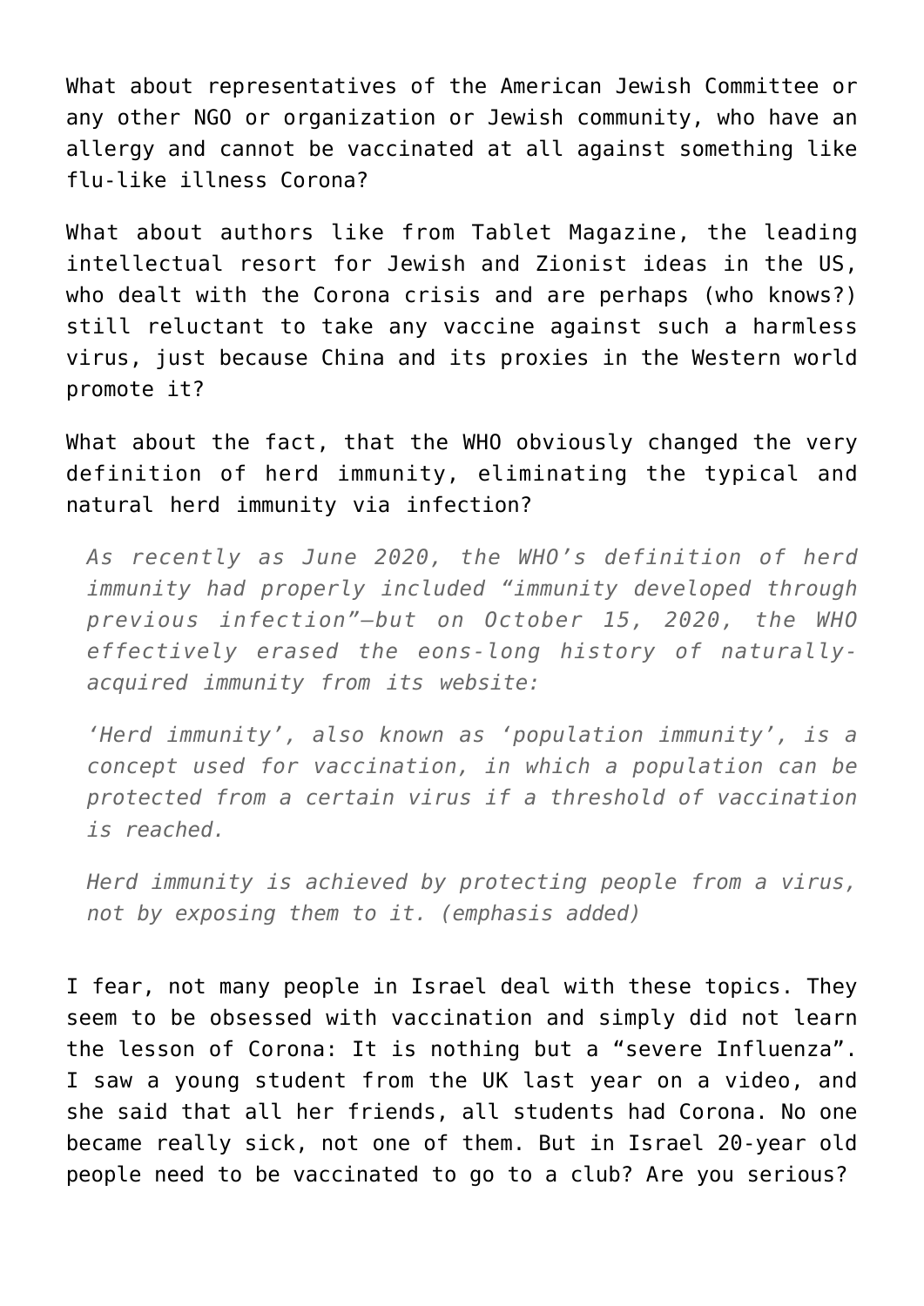What about representatives of the American Jewish Committee or any other NGO or organization or Jewish community, who have an allergy and cannot be vaccinated at all against something like flu-like illness Corona?

What about authors like from Tablet Magazine, the leading intellectual resort for Jewish and Zionist ideas in the US, who dealt with the Corona crisis and are perhaps (who knows?) still reluctant to take any vaccine against such a harmless virus, just because China and its proxies in the Western world promote it?

What about the fact, that the WHO obviously changed the very definition of herd immunity, eliminating the typical and natural herd immunity via infection?

> *As recently as June 2020, the WHO's definition of herd immunity had properly included "immunity developed through previous infection"—but on October 15, 2020, the WHO effectively erased the eons-long history of naturally-acquired immunity from its website:*
>
> *'Herd immunity', also known as 'population immunity', is a concept used for vaccination, in which a population can be protected from a certain virus if a threshold of vaccination is reached.*
>
> *Herd immunity is achieved by protecting people from a virus, not by exposing them to it. (emphasis added)*

I fear, not many people in Israel deal with these topics. They seem to be obsessed with vaccination and simply did not learn the lesson of Corona: It is nothing but a "severe Influenza". I saw a young student from the UK last year on a video, and she said that all her friends, all students had Corona. No one became really sick, not one of them. But in Israel 20-year old people need to be vaccinated to go to a club? Are you serious?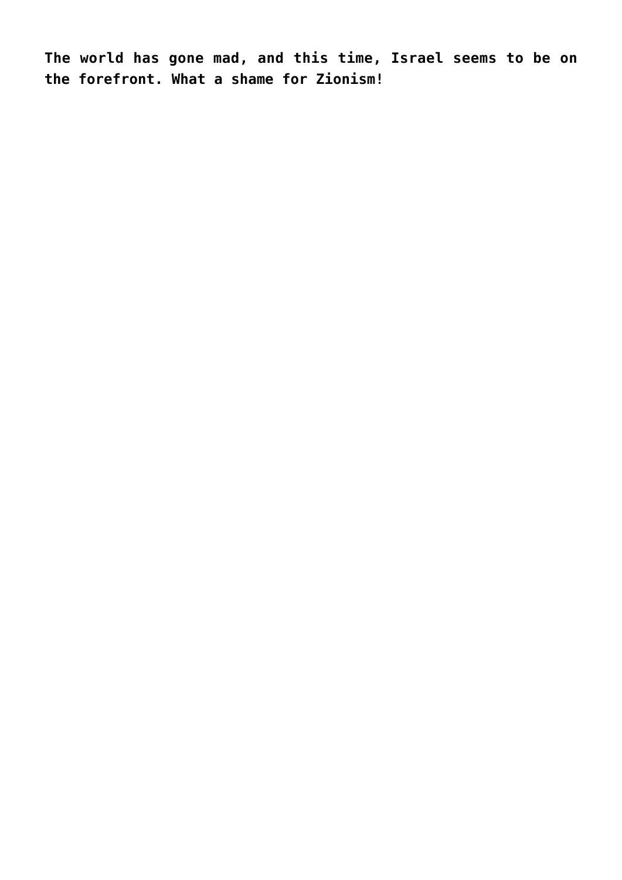**The world has gone mad, and this time, Israel seems to be on the forefront. What a shame for Zionism!**